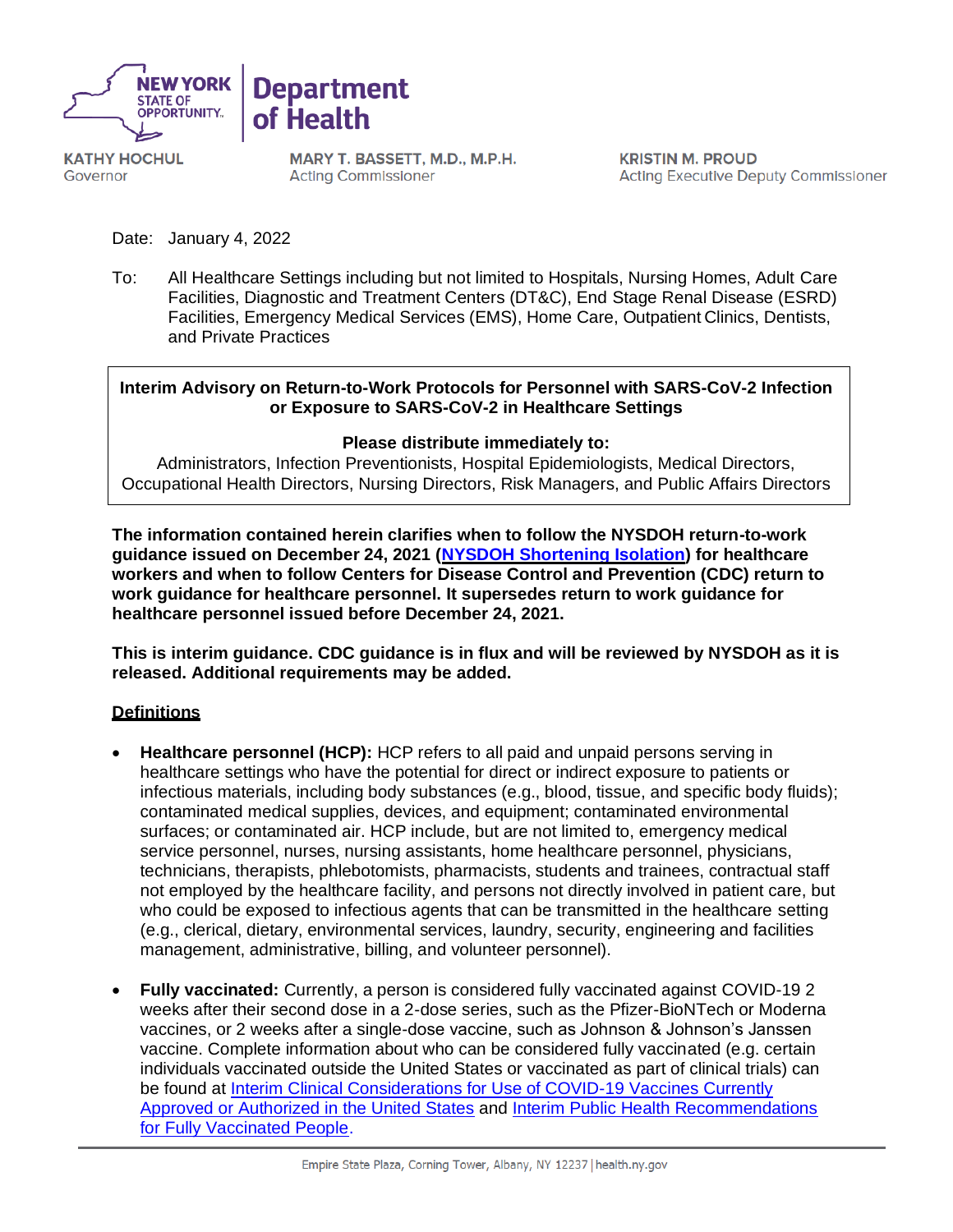**NEW YORK STATE OF OPPORTUNITY.** | **Department of Health**

**KATHY HOCHUL**
Governor

**MARY T. BASSETT, M.D., M.P.H.**
Acting Commissioner

**KRISTIN M. PROUD**
Acting Executive Deputy Commissioner

Date: January 4, 2022

To: All Healthcare Settings including but not limited to Hospitals, Nursing Homes, Adult Care Facilities, Diagnostic and Treatment Centers (DT&C), End Stage Renal Disease (ESRD) Facilities, Emergency Medical Services (EMS), Home Care, Outpatient Clinics, Dentists, and Private Practices

**Interim Advisory on Return-to-Work Protocols for Personnel with SARS-CoV-2 Infection or Exposure to SARS-CoV-2 in Healthcare Settings**

**Please distribute immediately to:**
Administrators, Infection Preventionists, Hospital Epidemiologists, Medical Directors, Occupational Health Directors, Nursing Directors, Risk Managers, and Public Affairs Directors

**The information contained herein clarifies when to follow the NYSDOH return-to-work guidance issued on December 24, 2021 (NYSDOH Shortening Isolation) for healthcare workers and when to follow Centers for Disease Control and Prevention (CDC) return to work guidance for healthcare personnel. It supersedes return to work guidance for healthcare personnel issued before December 24, 2021.**

**This is interim guidance. CDC guidance is in flux and will be reviewed by NYSDOH as it is released. Additional requirements may be added.**

## Definitions

- **Healthcare personnel (HCP):** HCP refers to all paid and unpaid persons serving in healthcare settings who have the potential for direct or indirect exposure to patients or infectious materials, including body substances (e.g., blood, tissue, and specific body fluids); contaminated medical supplies, devices, and equipment; contaminated environmental surfaces; or contaminated air. HCP include, but are not limited to, emergency medical service personnel, nurses, nursing assistants, home healthcare personnel, physicians, technicians, therapists, phlebotomists, pharmacists, students and trainees, contractual staff not employed by the healthcare facility, and persons not directly involved in patient care, but who could be exposed to infectious agents that can be transmitted in the healthcare setting (e.g., clerical, dietary, environmental services, laundry, security, engineering and facilities management, administrative, billing, and volunteer personnel).

- **Fully vaccinated:** Currently, a person is considered fully vaccinated against COVID-19 2 weeks after their second dose in a 2-dose series, such as the Pfizer-BioNTech or Moderna vaccines, or 2 weeks after a single-dose vaccine, such as Johnson & Johnson's Janssen vaccine. Complete information about who can be considered fully vaccinated (e.g. certain individuals vaccinated outside the United States or vaccinated as part of clinical trials) can be found at Interim Clinical Considerations for Use of COVID-19 Vaccines Currently Approved or Authorized in the United States and Interim Public Health Recommendations for Fully Vaccinated People.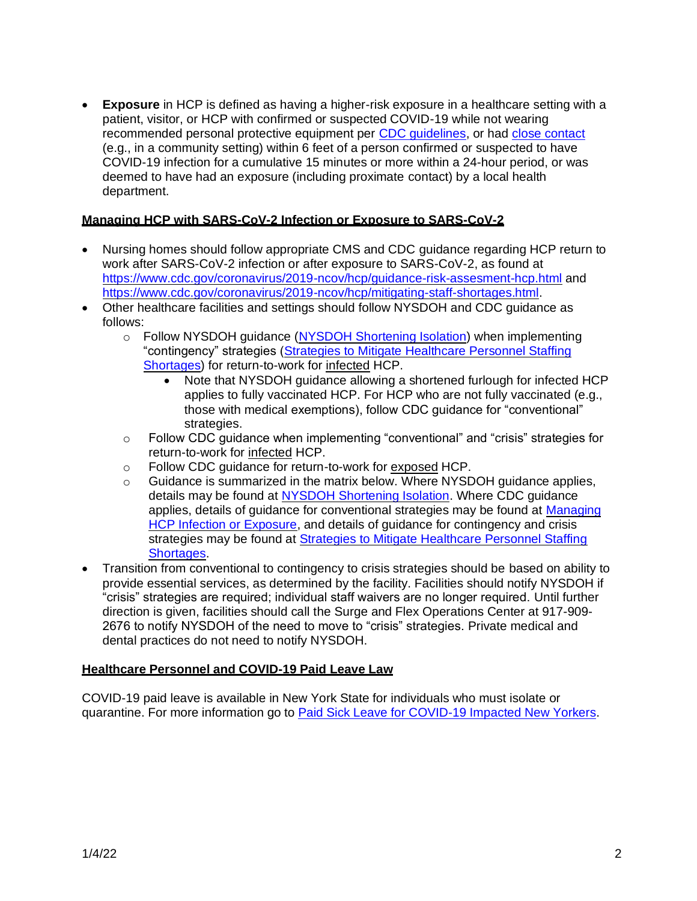- **Exposure** in HCP is defined as having a higher-risk exposure in a healthcare setting with a patient, visitor, or HCP with confirmed or suspected COVID-19 while not wearing recommended personal protective equipment per [CDC guidelines](), or had [close contact]() (e.g., in a community setting) within 6 feet of a person confirmed or suspected to have COVID-19 infection for a cumulative 15 minutes or more within a 24-hour period, or was deemed to have had an exposure (including proximate contact) by a local health department.

## Managing HCP with SARS-CoV-2 Infection or Exposure to SARS-CoV-2

- Nursing homes should follow appropriate CMS and CDC guidance regarding HCP return to work after SARS-CoV-2 infection or after exposure to SARS-CoV-2, as found at https://www.cdc.gov/coronavirus/2019-ncov/hcp/guidance-risk-assesment-hcp.html and https://www.cdc.gov/coronavirus/2019-ncov/hcp/mitigating-staff-shortages.html.
- Other healthcare facilities and settings should follow NYSDOH and CDC guidance as follows:
  - Follow NYSDOH guidance (NYSDOH Shortening Isolation) when implementing "contingency" strategies (Strategies to Mitigate Healthcare Personnel Staffing Shortages) for return-to-work for infected HCP.
    - Note that NYSDOH guidance allowing a shortened furlough for infected HCP applies to fully vaccinated HCP. For HCP who are not fully vaccinated (e.g., those with medical exemptions), follow CDC guidance for "conventional" strategies.
  - Follow CDC guidance when implementing "conventional" and "crisis" strategies for return-to-work for infected HCP.
  - Follow CDC guidance for return-to-work for exposed HCP.
  - Guidance is summarized in the matrix below. Where NYSDOH guidance applies, details may be found at NYSDOH Shortening Isolation. Where CDC guidance applies, details of guidance for conventional strategies may be found at Managing HCP Infection or Exposure, and details of guidance for contingency and crisis strategies may be found at Strategies to Mitigate Healthcare Personnel Staffing Shortages.
- Transition from conventional to contingency to crisis strategies should be based on ability to provide essential services, as determined by the facility. Facilities should notify NYSDOH if "crisis" strategies are required; individual staff waivers are no longer required. Until further direction is given, facilities should call the Surge and Flex Operations Center at 917-909-2676 to notify NYSDOH of the need to move to "crisis" strategies. Private medical and dental practices do not need to notify NYSDOH.

## Healthcare Personnel and COVID-19 Paid Leave Law

COVID-19 paid leave is available in New York State for individuals who must isolate or quarantine. For more information go to Paid Sick Leave for COVID-19 Impacted New Yorkers.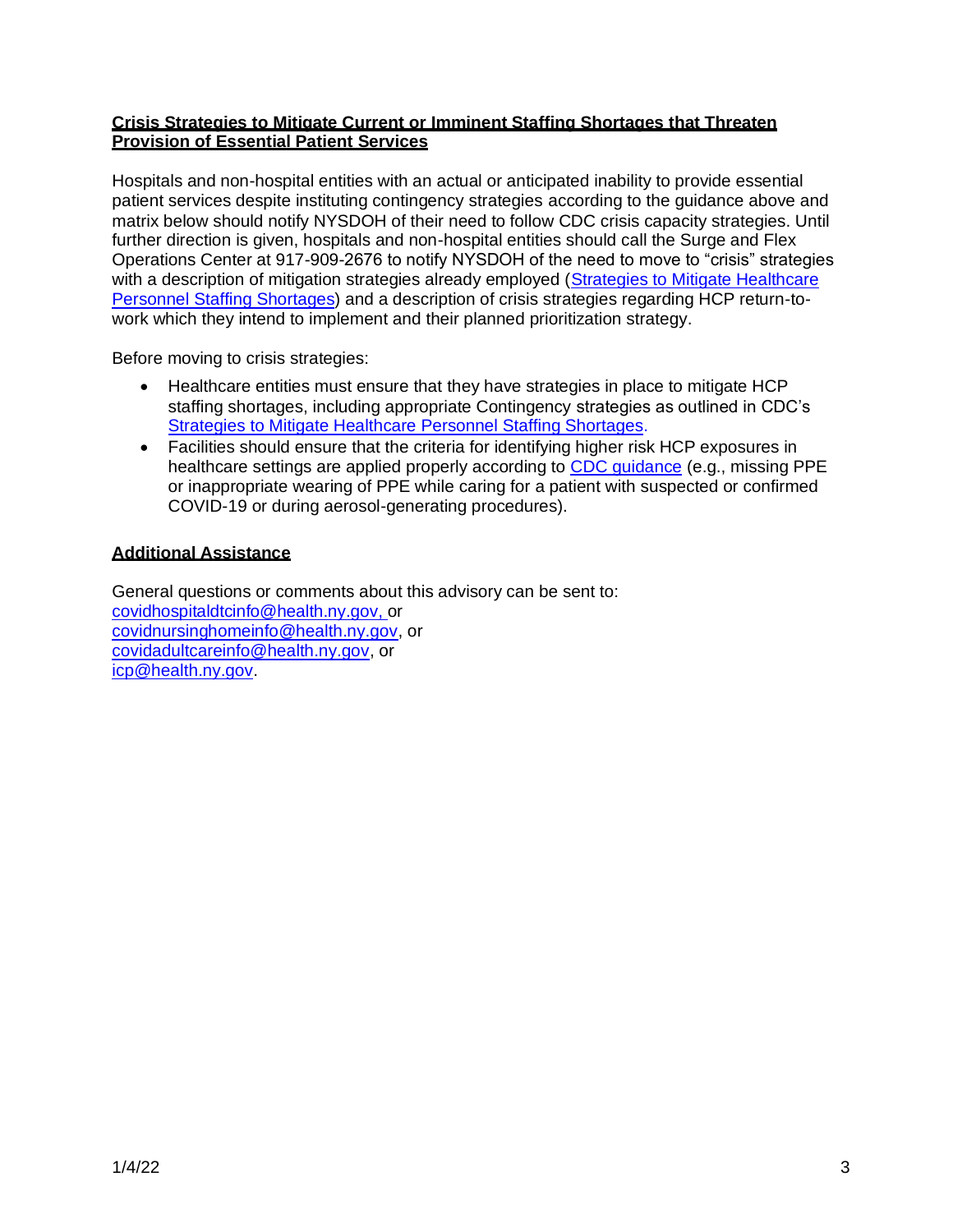**Crisis Strategies to Mitigate Current or Imminent Staffing Shortages that Threaten Provision of Essential Patient Services**

Hospitals and non-hospital entities with an actual or anticipated inability to provide essential patient services despite instituting contingency strategies according to the guidance above and matrix below should notify NYSDOH of their need to follow CDC crisis capacity strategies. Until further direction is given, hospitals and non-hospital entities should call the Surge and Flex Operations Center at 917-909-2676 to notify NYSDOH of the need to move to "crisis" strategies with a description of mitigation strategies already employed (Strategies to Mitigate Healthcare Personnel Staffing Shortages) and a description of crisis strategies regarding HCP return-to-work which they intend to implement and their planned prioritization strategy.

Before moving to crisis strategies:

- Healthcare entities must ensure that they have strategies in place to mitigate HCP staffing shortages, including appropriate Contingency strategies as outlined in CDC's Strategies to Mitigate Healthcare Personnel Staffing Shortages.
- Facilities should ensure that the criteria for identifying higher risk HCP exposures in healthcare settings are applied properly according to CDC guidance (e.g., missing PPE or inappropriate wearing of PPE while caring for a patient with suspected or confirmed COVID-19 or during aerosol-generating procedures).

**Additional Assistance**

General questions or comments about this advisory can be sent to:
covidhospitaldtcinfo@health.ny.gov, or
covidnursinghomeinfo@health.ny.gov, or
covidadultcareinfo@health.ny.gov, or
icp@health.ny.gov.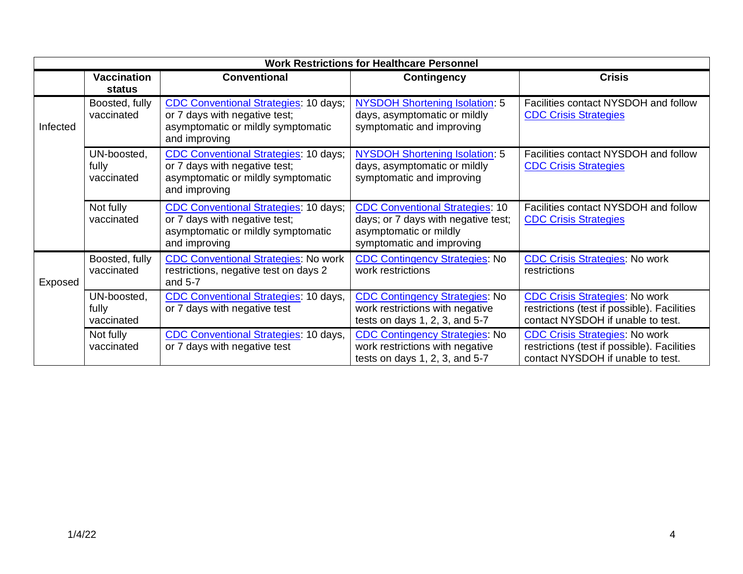| Work Restrictions for Healthcare Personnel | | | | |
|---|---|---|---|---|
| | **Vaccination status** | **Conventional** | **Contingency** | **Crisis** |
| Infected | Boosted, fully vaccinated | CDC Conventional Strategies: 10 days; or 7 days with negative test; asymptomatic or mildly symptomatic and improving | NYSDOH Shortening Isolation: 5 days, asymptomatic or mildly symptomatic and improving | Facilities contact NYSDOH and follow CDC Crisis Strategies |
| | UN-boosted, fully vaccinated | CDC Conventional Strategies: 10 days; or 7 days with negative test; asymptomatic or mildly symptomatic and improving | NYSDOH Shortening Isolation: 5 days, asymptomatic or mildly symptomatic and improving | Facilities contact NYSDOH and follow CDC Crisis Strategies |
| | Not fully vaccinated | CDC Conventional Strategies: 10 days; or 7 days with negative test; asymptomatic or mildly symptomatic and improving | CDC Conventional Strategies: 10 days; or 7 days with negative test; asymptomatic or mildly symptomatic and improving | Facilities contact NYSDOH and follow CDC Crisis Strategies |
| Exposed | Boosted, fully vaccinated | CDC Conventional Strategies: No work restrictions, negative test on days 2 and 5-7 | CDC Contingency Strategies: No work restrictions | CDC Crisis Strategies: No work restrictions |
| | UN-boosted, fully vaccinated | CDC Conventional Strategies: 10 days, or 7 days with negative test | CDC Contingency Strategies: No work restrictions with negative tests on days 1, 2, 3, and 5-7 | CDC Crisis Strategies: No work restrictions (test if possible). Facilities contact NYSDOH if unable to test. |
| | Not fully vaccinated | CDC Conventional Strategies: 10 days, or 7 days with negative test | CDC Contingency Strategies: No work restrictions with negative tests on days 1, 2, 3, and 5-7 | CDC Crisis Strategies: No work restrictions (test if possible). Facilities contact NYSDOH if unable to test. |

1/4/22